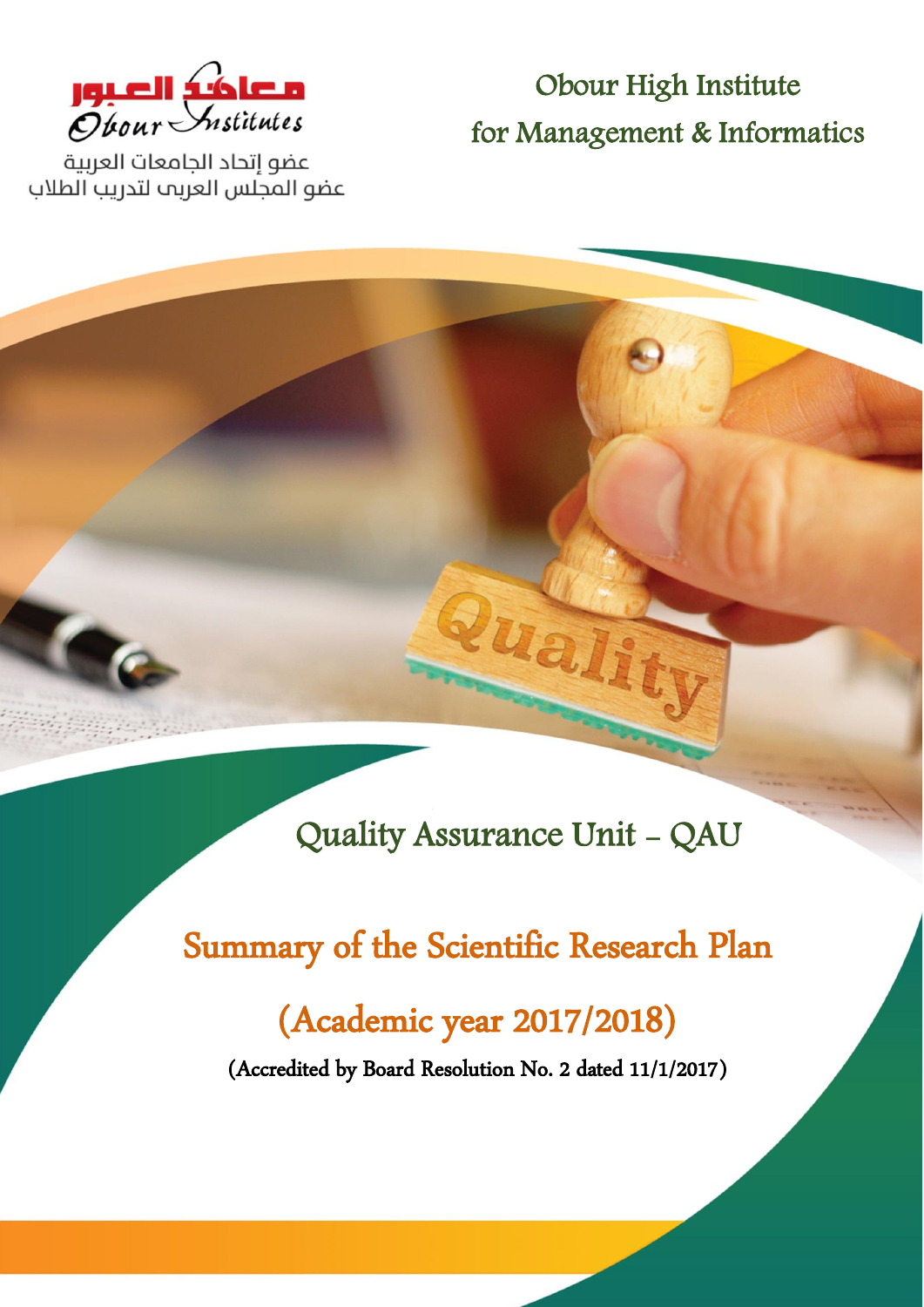معاهد العبور
Obour Institutes

عضو إتحاد الجامعات العربية
عضو المجلس العربى لتدريب الطلاب

Obour High Institute
for Management & Informatics

# Quality Assurance Unit – QAU

# Summary of the Scientific Research Plan

## (Academic year 2017/2018)

**(Accredited by Board Resolution No. 2 dated 11/1/2017)**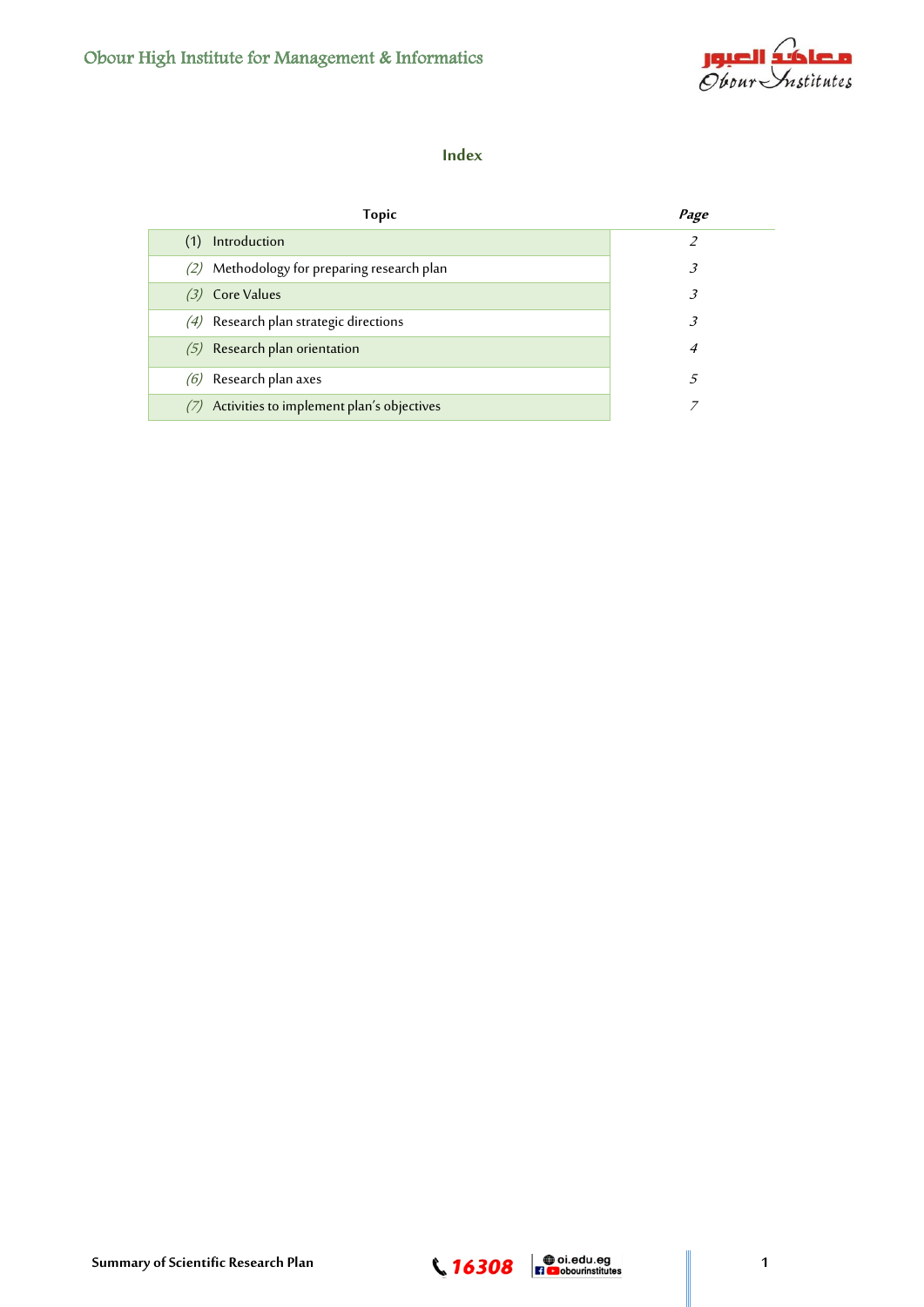## Index

| Topic | Page |
|---|---|
| (1) Introduction | 2 |
| (2) Methodology for preparing research plan | 3 |
| (3) Core Values | 3 |
| (4) Research plan strategic directions | 3 |
| (5) Research plan orientation | 4 |
| (6) Research plan axes | 5 |
| (7) Activities to implement plan's objectives | 7 |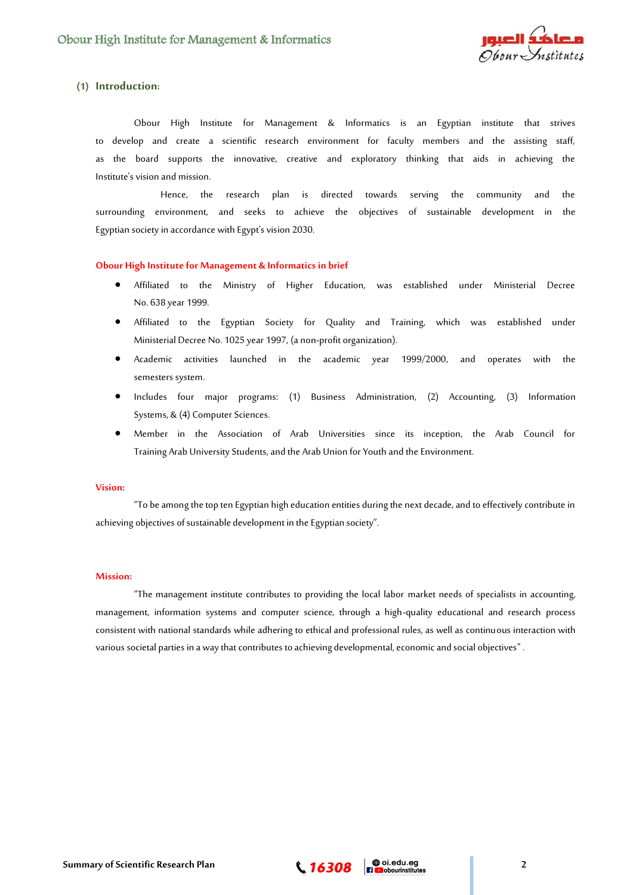## (1) Introduction:

Obour High Institute for Management & Informatics is an Egyptian institute that strives to develop and create a scientific research environment for faculty members and the assisting staff, as the board supports the innovative, creative and exploratory thinking that aids in achieving the Institute's vision and mission.

Hence, the research plan is directed towards serving the community and the surrounding environment, and seeks to achieve the objectives of sustainable development in the Egyptian society in accordance with Egypt's vision 2030.

### Obour High Institute for Management & Informatics in brief

- Affiliated to the Ministry of Higher Education, was established under Ministerial Decree No. 638 year 1999.
- Affiliated to the Egyptian Society for Quality and Training, which was established under Ministerial Decree No. 1025 year 1997, (a non-profit organization).
- Academic activities launched in the academic year 1999/2000, and operates with the semesters system.
- Includes four major programs: (1) Business Administration, (2) Accounting, (3) Information Systems, & (4) Computer Sciences.
- Member in the Association of Arab Universities since its inception, the Arab Council for Training Arab University Students, and the Arab Union for Youth and the Environment.

### Vision:

"To be among the top ten Egyptian high education entities during the next decade, and to effectively contribute in achieving objectives of sustainable development in the Egyptian society".

### Mission:

"The management institute contributes to providing the local labor market needs of specialists in accounting, management, information systems and computer science, through a high-quality educational and research process consistent with national standards while adhering to ethical and professional rules, as well as continuous interaction with various societal parties in a way that contributes to achieving developmental, economic and social objectives" .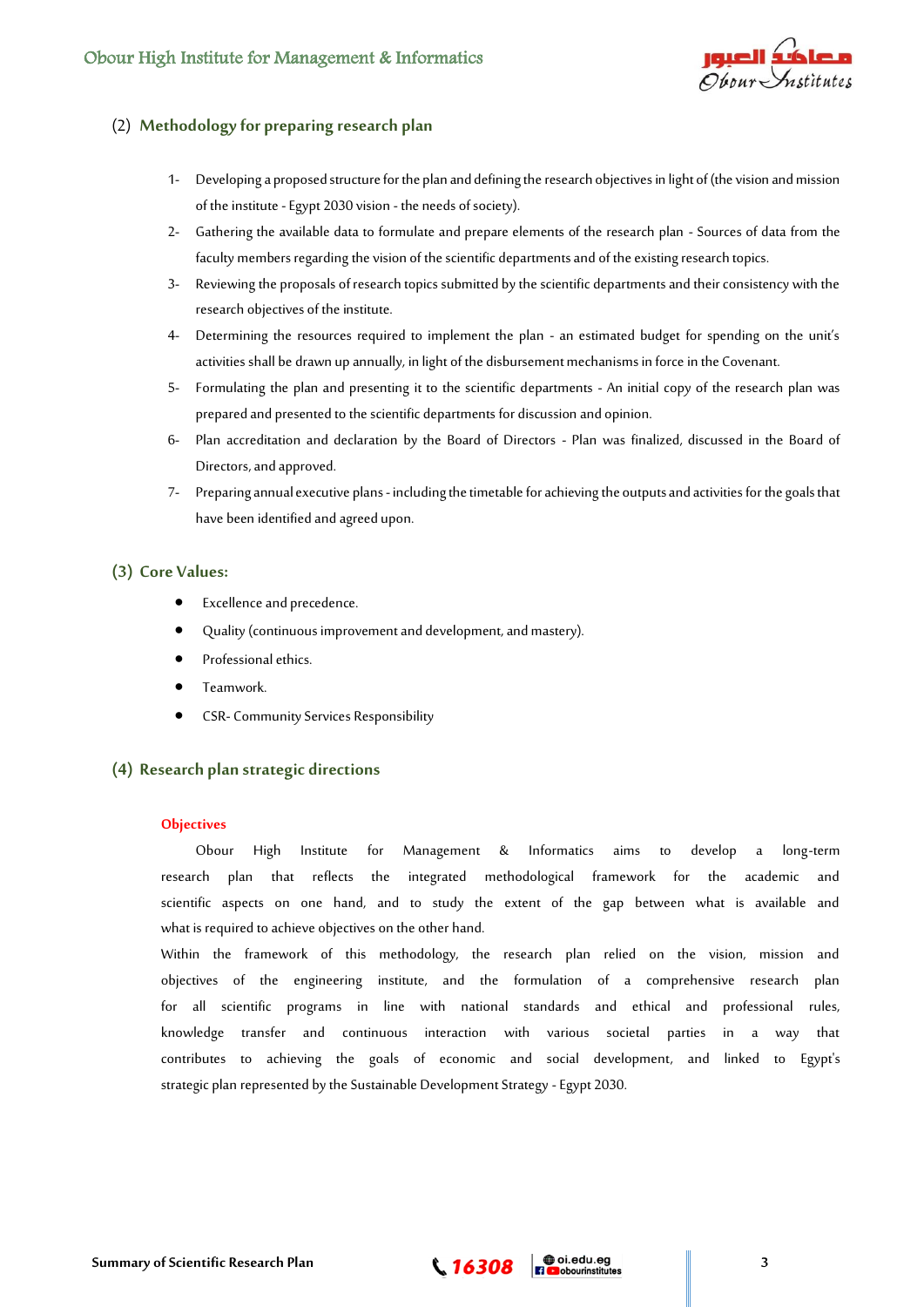## (2) Methodology for preparing research plan

1- Developing a proposed structure for the plan and defining the research objectives in light of (the vision and mission of the institute - Egypt 2030 vision - the needs of society).
2- Gathering the available data to formulate and prepare elements of the research plan - Sources of data from the faculty members regarding the vision of the scientific departments and of the existing research topics.
3- Reviewing the proposals of research topics submitted by the scientific departments and their consistency with the research objectives of the institute.
4- Determining the resources required to implement the plan - an estimated budget for spending on the unit's activities shall be drawn up annually, in light of the disbursement mechanisms in force in the Covenant.
5- Formulating the plan and presenting it to the scientific departments - An initial copy of the research plan was prepared and presented to the scientific departments for discussion and opinion.
6- Plan accreditation and declaration by the Board of Directors - Plan was finalized, discussed in the Board of Directors, and approved.
7- Preparing annual executive plans - including the timetable for achieving the outputs and activities for the goals that have been identified and agreed upon.

## (3) Core Values:

- Excellence and precedence.
- Quality (continuous improvement and development, and mastery).
- Professional ethics.
- Teamwork.
- CSR- Community Services Responsibility

## (4) Research plan strategic directions

### Objectives

Obour High Institute for Management & Informatics aims to develop a long-term research plan that reflects the integrated methodological framework for the academic and scientific aspects on one hand, and to study the extent of the gap between what is available and what is required to achieve objectives on the other hand.

Within the framework of this methodology, the research plan relied on the vision, mission and objectives of the engineering institute, and the formulation of a comprehensive research plan for all scientific programs in line with national standards and ethical and professional rules, knowledge transfer and continuous interaction with various societal parties in a way that contributes to achieving the goals of economic and social development, and linked to Egypt's strategic plan represented by the Sustainable Development Strategy - Egypt 2030.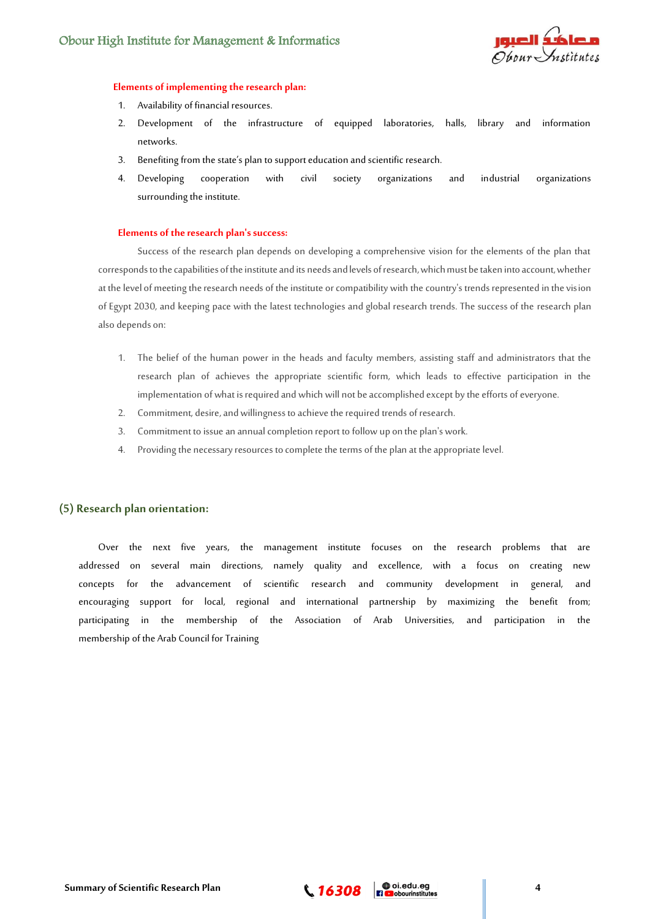**Elements of implementing the research plan:**

1. Availability of financial resources.
2. Development of the infrastructure of equipped laboratories, halls, library and information networks.
3. Benefiting from the state's plan to support education and scientific research.
4. Developing cooperation with civil society organizations and industrial organizations surrounding the institute.

**Elements of the research plan's success:**

Success of the research plan depends on developing a comprehensive vision for the elements of the plan that corresponds to the capabilities of the institute and its needs and levels of research, which must be taken into account, whether at the level of meeting the research needs of the institute or compatibility with the country's trends represented in the vision of Egypt 2030, and keeping pace with the latest technologies and global research trends. The success of the research plan also depends on:

1. The belief of the human power in the heads and faculty members, assisting staff and administrators that the research plan of achieves the appropriate scientific form, which leads to effective participation in the implementation of what is required and which will not be accomplished except by the efforts of everyone.
2. Commitment, desire, and willingness to achieve the required trends of research.
3. Commitment to issue an annual completion report to follow up on the plan's work.
4. Providing the necessary resources to complete the terms of the plan at the appropriate level.

## (5) Research plan orientation:

Over the next five years, the management institute focuses on the research problems that are addressed on several main directions, namely quality and excellence, with a focus on creating new concepts for the advancement of scientific research and community development in general, and encouraging support for local, regional and international partnership by maximizing the benefit from; participating in the membership of the Association of Arab Universities, and participation in the membership of the Arab Council for Training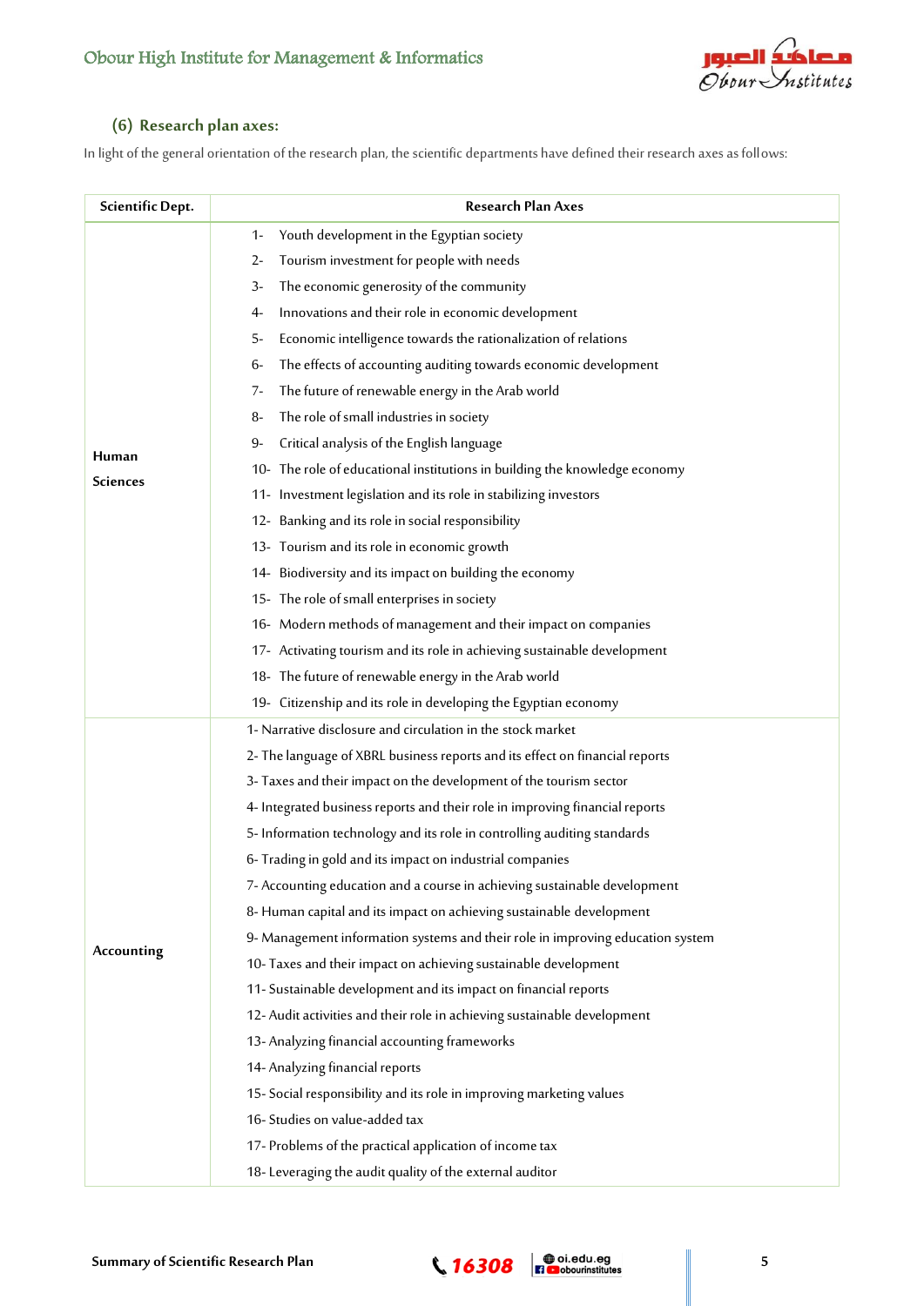## (6) Research plan axes:

In light of the general orientation of the research plan, the scientific departments have defined their research axes as follows:

| Scientific Dept. | Research Plan Axes |
|---|---|
| Human Sciences | 1- Youth development in the Egyptian society<br>2- Tourism investment for people with needs<br>3- The economic generosity of the community<br>4- Innovations and their role in economic development<br>5- Economic intelligence towards the rationalization of relations<br>6- The effects of accounting auditing towards economic development<br>7- The future of renewable energy in the Arab world<br>8- The role of small industries in society<br>9- Critical analysis of the English language<br>10- The role of educational institutions in building the knowledge economy<br>11- Investment legislation and its role in stabilizing investors<br>12- Banking and its role in social responsibility<br>13- Tourism and its role in economic growth<br>14- Biodiversity and its impact on building the economy<br>15- The role of small enterprises in society<br>16- Modern methods of management and their impact on companies<br>17- Activating tourism and its role in achieving sustainable development<br>18- The future of renewable energy in the Arab world<br>19- Citizenship and its role in developing the Egyptian economy |
| Accounting | 1- Narrative disclosure and circulation in the stock market<br>2- The language of XBRL business reports and its effect on financial reports<br>3- Taxes and their impact on the development of the tourism sector<br>4- Integrated business reports and their role in improving financial reports<br>5- Information technology and its role in controlling auditing standards<br>6- Trading in gold and its impact on industrial companies<br>7- Accounting education and a course in achieving sustainable development<br>8- Human capital and its impact on achieving sustainable development<br>9- Management information systems and their role in improving education system<br>10- Taxes and their impact on achieving sustainable development<br>11- Sustainable development and its impact on financial reports<br>12- Audit activities and their role in achieving sustainable development<br>13- Analyzing financial accounting frameworks<br>14- Analyzing financial reports<br>15- Social responsibility and its role in improving marketing values<br>16- Studies on value-added tax<br>17- Problems of the practical application of income tax<br>18- Leveraging the audit quality of the external auditor |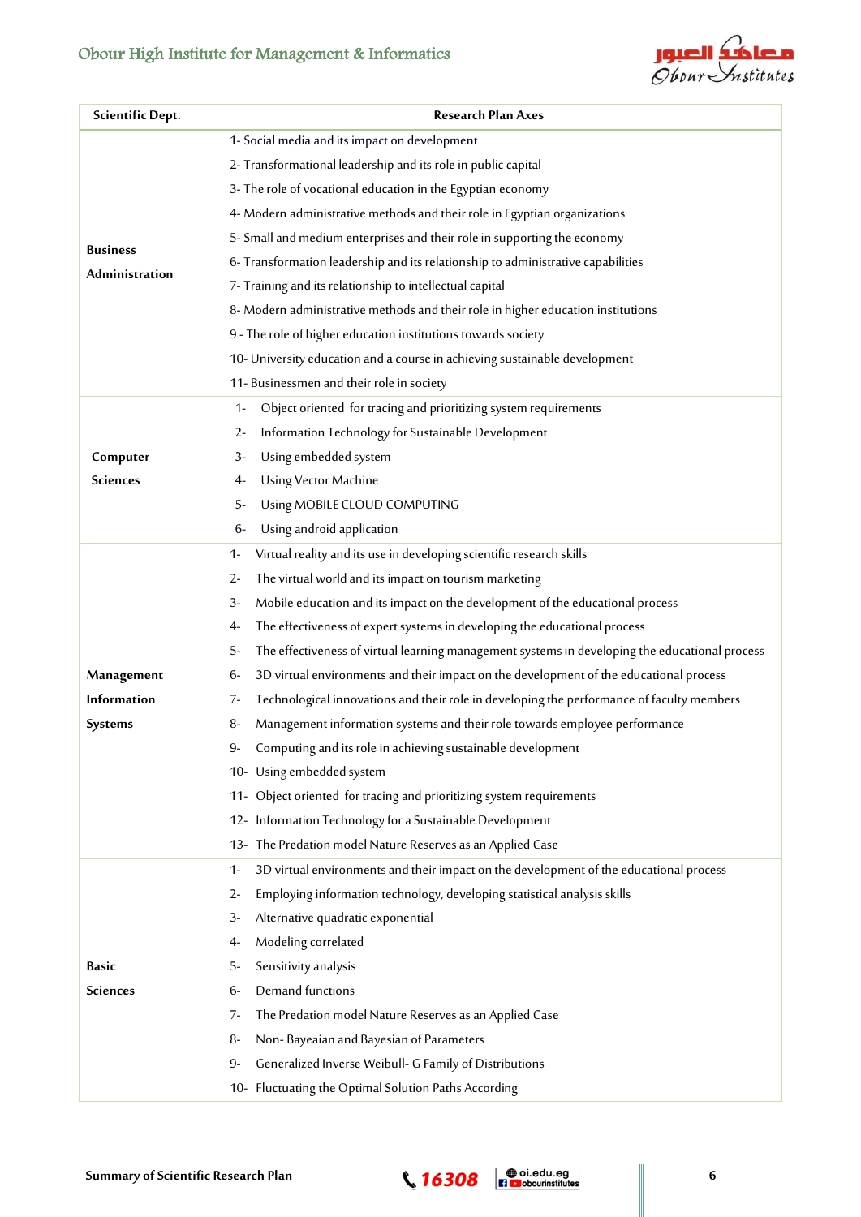| Scientific Dept. | Research Plan Axes |
|---|---|
| Business Administration | 1- Social media and its impact on development |
| | 2- Transformational leadership and its role in public capital |
| | 3- The role of vocational education in the Egyptian economy |
| | 4- Modern administrative methods and their role in Egyptian organizations |
| | 5- Small and medium enterprises and their role in supporting the economy |
| | 6- Transformation leadership and its relationship to administrative capabilities |
| | 7- Training and its relationship to intellectual capital |
| | 8- Modern administrative methods and their role in higher education institutions |
| | 9 - The role of higher education institutions towards society |
| | 10- University education and a course in achieving sustainable development |
| | 11- Businessmen and their role in society |
| Computer Sciences | 1- Object oriented for tracing and prioritizing system requirements |
| | 2- Information Technology for Sustainable Development |
| | 3- Using embedded system |
| | 4- Using Vector Machine |
| | 5- Using MOBILE CLOUD COMPUTING |
| | 6- Using android application |
| Management Information Systems | 1- Virtual reality and its use in developing scientific research skills |
| | 2- The virtual world and its impact on tourism marketing |
| | 3- Mobile education and its impact on the development of the educational process |
| | 4- The effectiveness of expert systems in developing the educational process |
| | 5- The effectiveness of virtual learning management systems in developing the educational process |
| | 6- 3D virtual environments and their impact on the development of the educational process |
| | 7- Technological innovations and their role in developing the performance of faculty members |
| | 8- Management information systems and their role towards employee performance |
| | 9- Computing and its role in achieving sustainable development |
| | 10- Using embedded system |
| | 11- Object oriented for tracing and prioritizing system requirements |
| | 12- Information Technology for a Sustainable Development |
| | 13- The Predation model Nature Reserves as an Applied Case |
| Basic Sciences | 1- 3D virtual environments and their impact on the development of the educational process |
| | 2- Employing information technology, developing statistical analysis skills |
| | 3- Alternative quadratic exponential |
| | 4- Modeling correlated |
| | 5- Sensitivity analysis |
| | 6- Demand functions |
| | 7- The Predation model Nature Reserves as an Applied Case |
| | 8- Non- Bayeaian and Bayesian of Parameters |
| | 9- Generalized Inverse Weibull- G Family of Distributions |
| | 10- Fluctuating the Optimal Solution Paths According |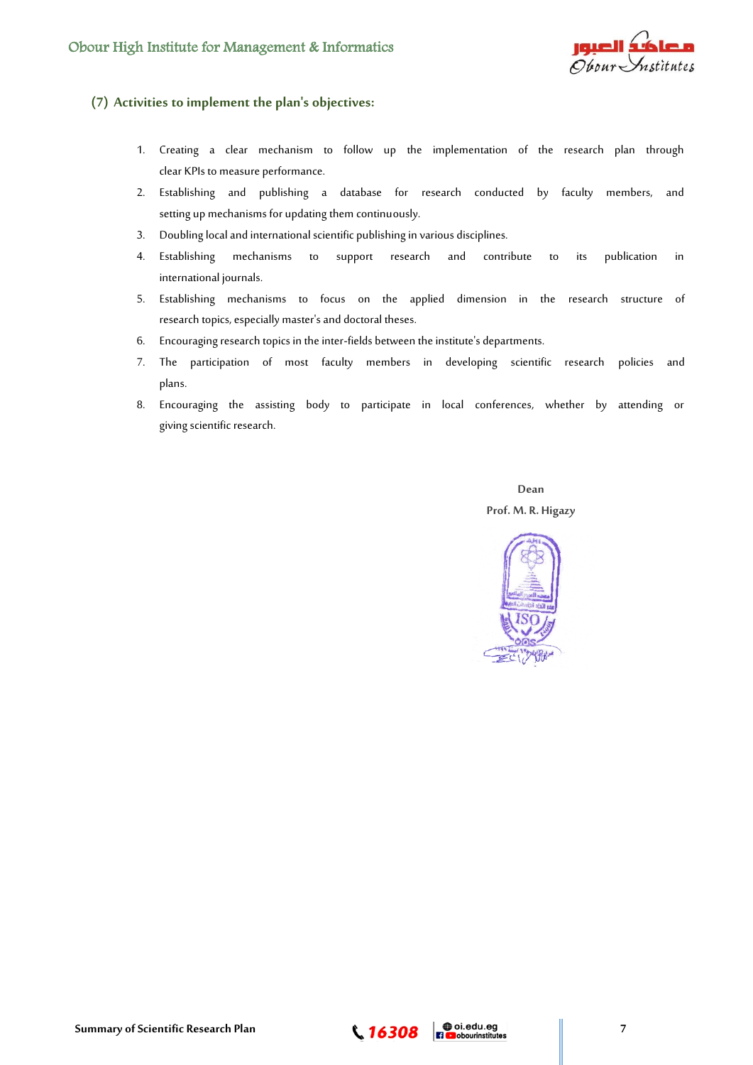## (7) Activities to implement the plan's objectives:

1. Creating a clear mechanism to follow up the implementation of the research plan through clear KPIs to measure performance.
2. Establishing and publishing a database for research conducted by faculty members, and setting up mechanisms for updating them continuously.
3. Doubling local and international scientific publishing in various disciplines.
4. Establishing mechanisms to support research and contribute to its publication in international journals.
5. Establishing mechanisms to focus on the applied dimension in the research structure of research topics, especially master's and doctoral theses.
6. Encouraging research topics in the inter-fields between the institute's departments.
7. The participation of most faculty members in developing scientific research policies and plans.
8. Encouraging the assisting body to participate in local conferences, whether by attending or giving scientific research.

**Dean**

**Prof. M. R. Higazy**